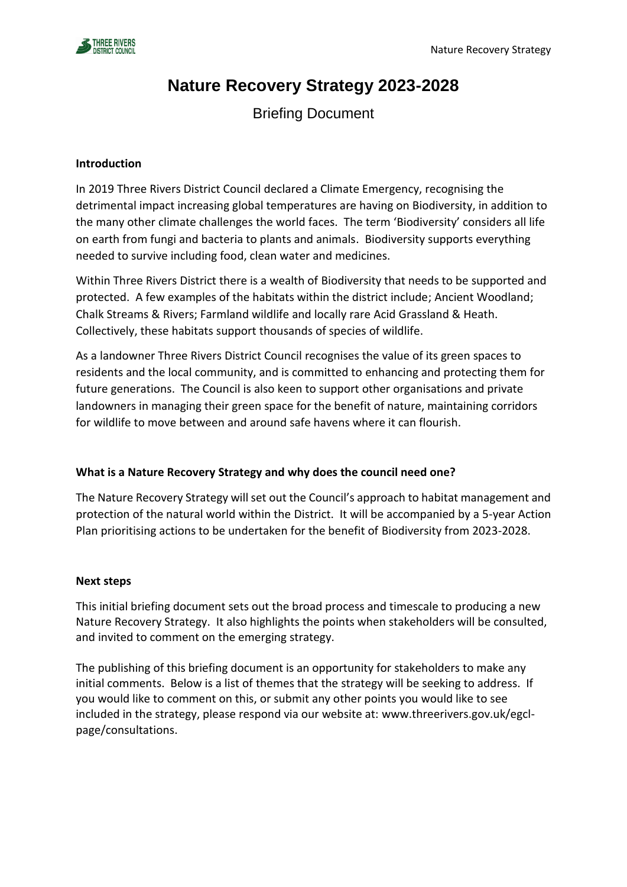# Nature Recovery Strategy 2023-2028

## Briefing Document

**Introduction**

In 2019 Three Rivers District Council declared a Climate Emergency, recognising the detrimental impact increasing global temperatures are having on Biodiversity, in addition to the many other climate challenges the world faces. The term 'Biodiversity' considers all life on earth from fungi and bacteria to plants and animals. Biodiversity supports everything needed to survive including food, clean water and medicines.

Within Three Rivers District there is a wealth of Biodiversity that needs to be supported and protected. A few examples of the habitats within the district include; Ancient Woodland; Chalk Streams & Rivers; Farmland wildlife and locally rare Acid Grassland & Heath. Collectively, these habitats support thousands of species of wildlife.

As a landowner Three Rivers District Council recognises the value of its green spaces to residents and the local community, and is committed to enhancing and protecting them for future generations. The Council is also keen to support other organisations and private landowners in managing their green space for the benefit of nature, maintaining corridors for wildlife to move between and around safe havens where it can flourish.

**What is a Nature Recovery Strategy and why does the council need one?**

The Nature Recovery Strategy will set out the Council's approach to habitat management and protection of the natural world within the District. It will be accompanied by a 5-year Action Plan prioritising actions to be undertaken for the benefit of Biodiversity from 2023-2028.

**Next steps**

This initial briefing document sets out the broad process and timescale to producing a new Nature Recovery Strategy. It also highlights the points when stakeholders will be consulted, and invited to comment on the emerging strategy.

The publishing of this briefing document is an opportunity for stakeholders to make any initial comments. Below is a list of themes that the strategy will be seeking to address. If you would like to comment on this, or submit any other points you would like to see included in the strategy, please respond via our website at: www.threerivers.gov.uk/egcl-page/consultations.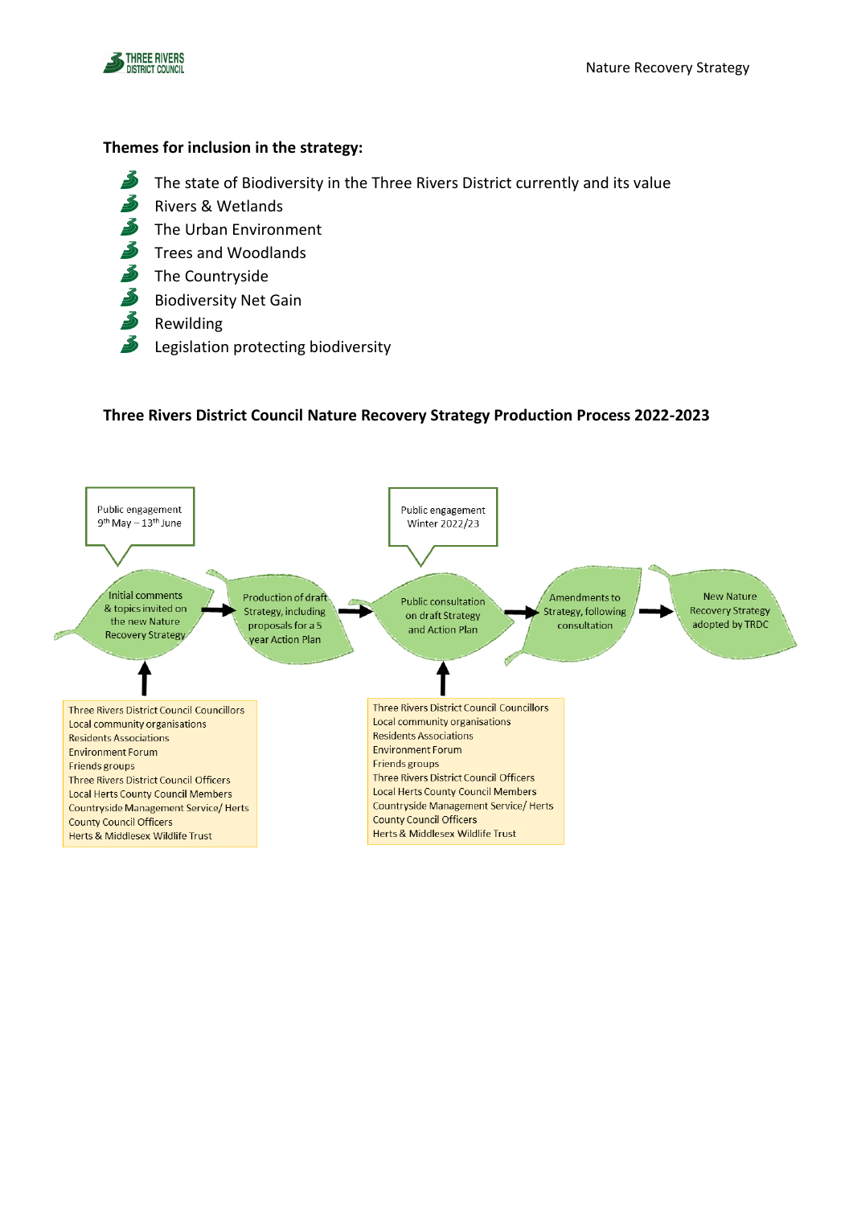**Themes for inclusion in the strategy:**

- The state of Biodiversity in the Three Rivers District currently and its value
- Rivers & Wetlands
- The Urban Environment
- Trees and Woodlands
- The Countryside
- Biodiversity Net Gain
- Rewilding
- Legislation protecting biodiversity

**Three Rivers District Council Nature Recovery Strategy Production Process 2022-2023**

Public engagement
9th May – 13th June

Initial comments & topics invited on the new Nature Recovery Strategy

Production of draft Strategy, including proposals for a 5 year Action Plan

Public engagement
Winter 2022/23

Public consultation on draft Strategy and Action Plan

Amendments to Strategy, following consultation

New Nature Recovery Strategy adopted by TRDC

Three Rivers District Council Councillors
Local community organisations
Residents Associations
Environment Forum
Friends groups
Three Rivers District Council Officers
Local Herts County Council Members
Countryside Management Service/ Herts County Council Officers
Herts & Middlesex Wildlife Trust

Three Rivers District Council Councillors
Local community organisations
Residents Associations
Environment Forum
Friends groups
Three Rivers District Council Officers
Local Herts County Council Members
Countryside Management Service/ Herts County Council Officers
Herts & Middlesex Wildlife Trust